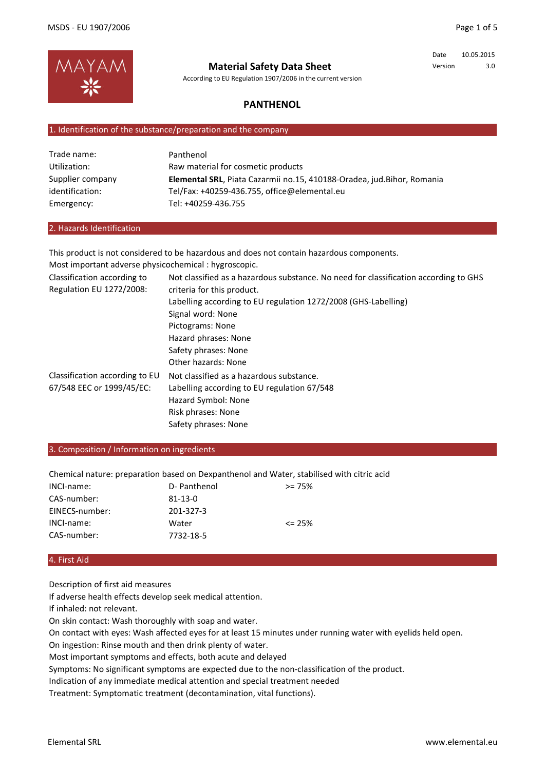MAYAM

# Material Safety Data Sheet

According to EU Regulation 1907/2006 in the current version

| | |
|---|---|
| Date | 10.05.2015 |
| Version | 3.0 |

## PANTHENOL

## 1. Identification of the substance/preparation and the company

| | |
|---|---|
| Trade name: | Panthenol |
| Utilization: | Raw material for cosmetic products |
| Supplier company identification: | **Elemental SRL**, Piata Cazarmii no.15, 410188-Oradea, jud.Bihor, Romania<br>Tel/Fax: +40259-436.755, office@elemental.eu |
| Emergency: | Tel: +40259-436.755 |

## 2. Hazards Identification

This product is not considered to be hazardous and does not contain hazardous components.
Most important adverse physicochemical : hygroscopic.

| | |
|---|---|
| Classification according to Regulation EU 1272/2008: | Not classified as a hazardous substance. No need for classification according to GHS criteria for this product.<br>Labelling according to EU regulation 1272/2008 (GHS-Labelling)<br>Signal word: None<br>Pictograms: None<br>Hazard phrases: None<br>Safety phrases: None<br>Other hazards: None |
| Classification according to EU 67/548 EEC or 1999/45/EC: | Not classified as a hazardous substance.<br>Labelling according to EU regulation 67/548<br>Hazard Symbol: None<br>Risk phrases: None<br>Safety phrases: None |

## 3. Composition / Information on ingredients

Chemical nature: preparation based on Dexpanthenol and Water, stabilised with citric acid

| | | |
|---|---|---|
| INCI-name: | D- Panthenol | >= 75% |
| CAS-number: | 81-13-0 | |
| EINECS-number: | 201-327-3 | |
| INCI-name: | Water | <= 25% |
| CAS-number: | 7732-18-5 | |

## 4. First Aid

Description of first aid measures
If adverse health effects develop seek medical attention.
If inhaled: not relevant.
On skin contact: Wash thoroughly with soap and water.
On contact with eyes: Wash affected eyes for at least 15 minutes under running water with eyelids held open.
On ingestion: Rinse mouth and then drink plenty of water.
Most important symptoms and effects, both acute and delayed
Symptoms: No significant symptoms are expected due to the non-classification of the product.
Indication of any immediate medical attention and special treatment needed
Treatment: Symptomatic treatment (decontamination, vital functions).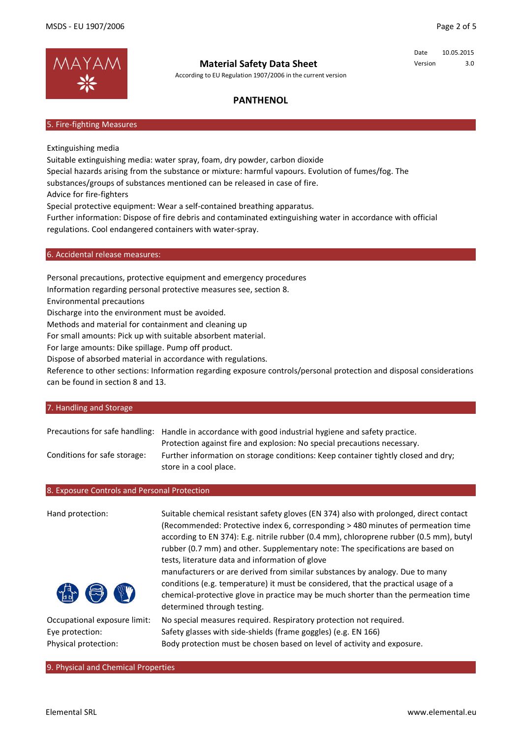## 5. Fire-fighting Measures

Extinguishing media
Suitable extinguishing media: water spray, foam, dry powder, carbon dioxide
Special hazards arising from the substance or mixture: harmful vapours. Evolution of fumes/fog. The substances/groups of substances mentioned can be released in case of fire.
Advice for fire-fighters
Special protective equipment: Wear a self-contained breathing apparatus.
Further information: Dispose of fire debris and contaminated extinguishing water in accordance with official regulations. Cool endangered containers with water-spray.

## 6. Accidental release measures:

Personal precautions, protective equipment and emergency procedures
Information regarding personal protective measures see, section 8.
Environmental precautions
Discharge into the environment must be avoided.
Methods and material for containment and cleaning up
For small amounts: Pick up with suitable absorbent material.
For large amounts: Dike spillage. Pump off product.
Dispose of absorbed material in accordance with regulations.
Reference to other sections: Information regarding exposure controls/personal protection and disposal considerations can be found in section 8 and 13.

## 7. Handling and Storage

| | |
|---|---|
| Precautions for safe handling: | Handle in accordance with good industrial hygiene and safety practice. Protection against fire and explosion: No special precautions necessary. |
| Conditions for safe storage: | Further information on storage conditions: Keep container tightly closed and dry; store in a cool place. |

## 8. Exposure Controls and Personal Protection

| | |
|---|---|
| Hand protection: | Suitable chemical resistant safety gloves (EN 374) also with prolonged, direct contact (Recommended: Protective index 6, corresponding > 480 minutes of permeation time according to EN 374): E.g. nitrile rubber (0.4 mm), chloroprene rubber (0.5 mm), butyl rubber (0.7 mm) and other. Supplementary note: The specifications are based on tests, literature data and information of glove manufacturers or are derived from similar substances by analogy. Due to many conditions (e.g. temperature) it must be considered, that the practical usage of a chemical-protective glove in practice may be much shorter than the permeation time determined through testing. |
| Occupational exposure limit: | No special measures required. Respiratory protection not required. |
| Eye protection: | Safety glasses with side-shields (frame goggles) (e.g. EN 166) |
| Physical protection: | Body protection must be chosen based on level of activity and exposure. |

## 9. Physical and Chemical Properties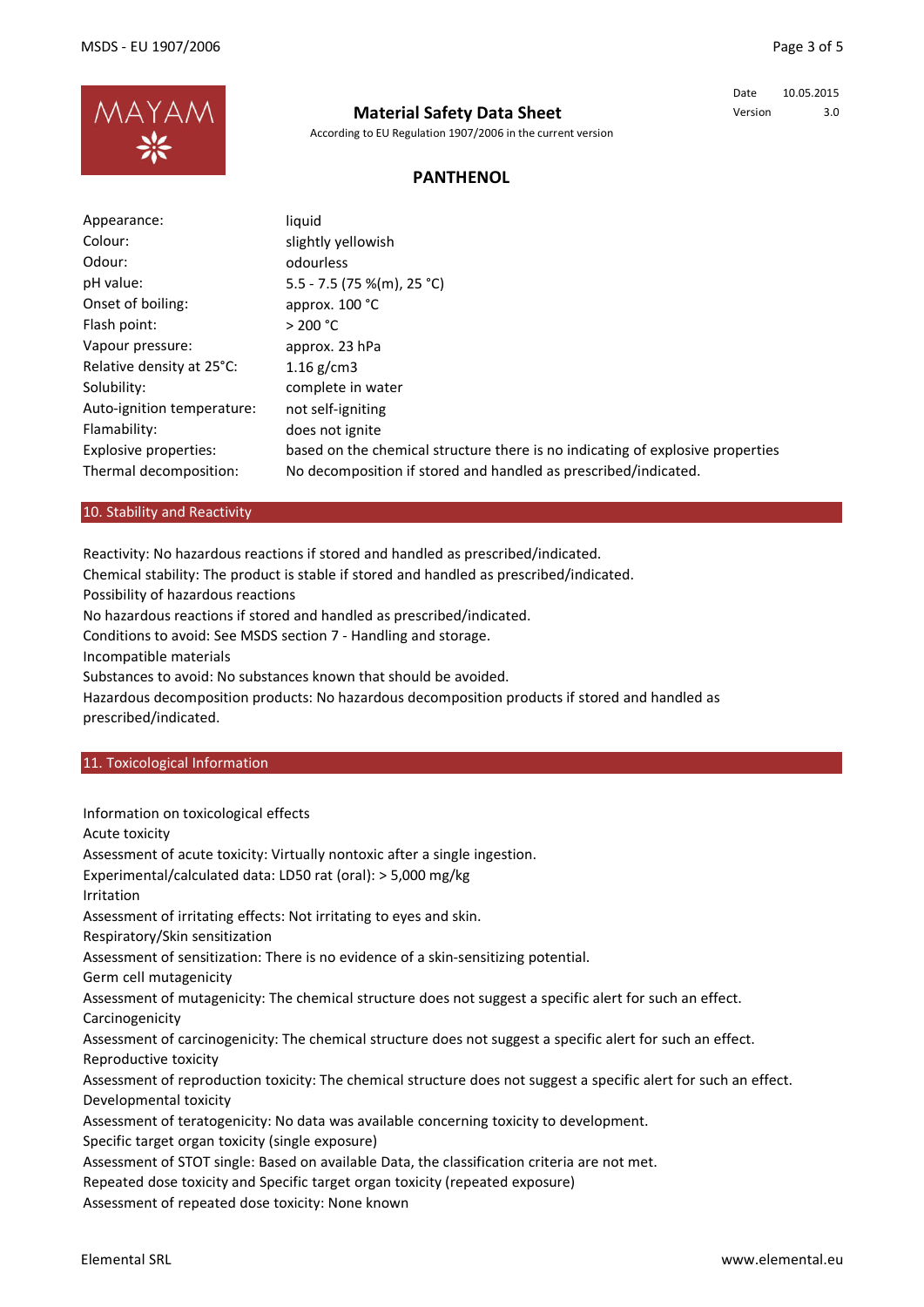**Material Safety Data Sheet**

According to EU Regulation 1907/2006 in the current version

| Date | 10.05.2015 |
| --- | --- |
| Version | 3.0 |

## PANTHENOL

| | |
| --- | --- |
| Appearance: | liquid |
| Colour: | slightly yellowish |
| Odour: | odourless |
| pH value: | 5.5 - 7.5 (75 %(m), 25 °C) |
| Onset of boiling: | approx. 100 °C |
| Flash point: | > 200 °C |
| Vapour pressure: | approx. 23 hPa |
| Relative density at 25°C: | 1.16 g/cm3 |
| Solubility: | complete in water |
| Auto-ignition temperature: | not self-igniting |
| Flamability: | does not ignite |
| Explosive properties: | based on the chemical structure there is no indicating of explosive properties |
| Thermal decomposition: | No decomposition if stored and handled as prescribed/indicated. |

## 10. Stability and Reactivity

Reactivity: No hazardous reactions if stored and handled as prescribed/indicated.

Chemical stability: The product is stable if stored and handled as prescribed/indicated.

Possibility of hazardous reactions

No hazardous reactions if stored and handled as prescribed/indicated.

Conditions to avoid: See MSDS section 7 - Handling and storage.

Incompatible materials

Substances to avoid: No substances known that should be avoided.

Hazardous decomposition products: No hazardous decomposition products if stored and handled as prescribed/indicated.

## 11. Toxicological Information

Information on toxicological effects

Acute toxicity

Assessment of acute toxicity: Virtually nontoxic after a single ingestion.

Experimental/calculated data: LD50 rat (oral): > 5,000 mg/kg

Irritation

Assessment of irritating effects: Not irritating to eyes and skin.

Respiratory/Skin sensitization

Assessment of sensitization: There is no evidence of a skin-sensitizing potential.

Germ cell mutagenicity

Assessment of mutagenicity: The chemical structure does not suggest a specific alert for such an effect.

Carcinogenicity

Assessment of carcinogenicity: The chemical structure does not suggest a specific alert for such an effect.

Reproductive toxicity

Assessment of reproduction toxicity: The chemical structure does not suggest a specific alert for such an effect.

Developmental toxicity

Assessment of teratogenicity: No data was available concerning toxicity to development.

Specific target organ toxicity (single exposure)

Assessment of STOT single: Based on available Data, the classification criteria are not met.

Repeated dose toxicity and Specific target organ toxicity (repeated exposure)

Assessment of repeated dose toxicity: None known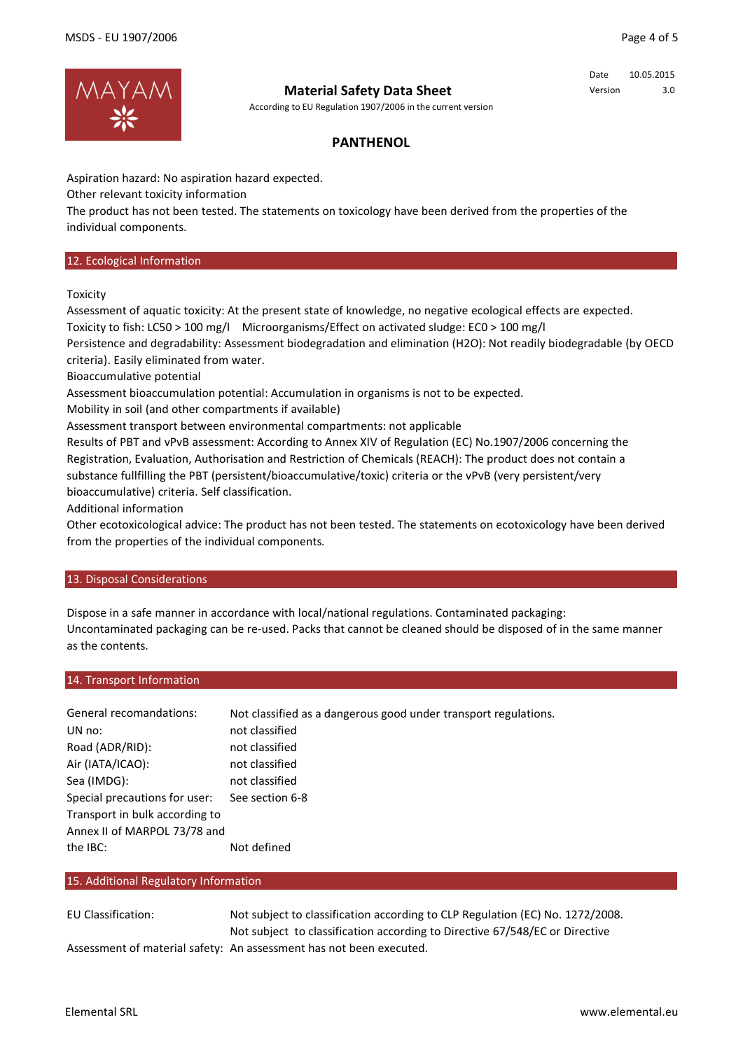Aspiration hazard: No aspiration hazard expected.

Other relevant toxicity information

The product has not been tested. The statements on toxicology have been derived from the properties of the individual components.

## 12. Ecological Information

Toxicity

Assessment of aquatic toxicity: At the present state of knowledge, no negative ecological effects are expected.

Toxicity to fish: $LC_{50}$ > 100 mg/l  Microorganisms/Effect on activated sludge: $EC_0$ > 100 mg/l

Persistence and degradability: Assessment biodegradation and elimination ($H_2O$): Not readily biodegradable (by OECD criteria). Easily eliminated from water.

Bioaccumulative potential

Assessment bioaccumulation potential: Accumulation in organisms is not to be expected.

Mobility in soil (and other compartments if available)

Assessment transport between environmental compartments: not applicable

Results of PBT and vPvB assessment: According to Annex XIV of Regulation (EC) No.1907/2006 concerning the Registration, Evaluation, Authorisation and Restriction of Chemicals (REACH): The product does not contain a substance fullfilling the PBT (persistent/bioaccumulative/toxic) criteria or the vPvB (very persistent/very bioaccumulative) criteria. Self classification.

Additional information

Other ecotoxicological advice: The product has not been tested. The statements on ecotoxicology have been derived from the properties of the individual components.

## 13. Disposal Considerations

Dispose in a safe manner in accordance with local/national regulations. Contaminated packaging: Uncontaminated packaging can be re-used. Packs that cannot be cleaned should be disposed of in the same manner as the contents.

## 14. Transport Information

| | |
|---|---|
| General recomandations: | Not classified as a dangerous good under transport regulations. |
| UN no: | not classified |
| Road (ADR/RID): | not classified |
| Air (IATA/ICAO): | not classified |
| Sea (IMDG): | not classified |
| Special precautions for user: | See section 6-8 |
| Transport in bulk according to Annex II of MARPOL 73/78 and the IBC: | Not defined |

## 15. Additional Regulatory Information

| | |
|---|---|
| EU Classification: | Not subject to classification according to CLP Regulation (EC) No. 1272/2008. Not subject to classification according to Directive 67/548/EC or Directive |
| Assessment of material safety: | An assessment has not been executed. |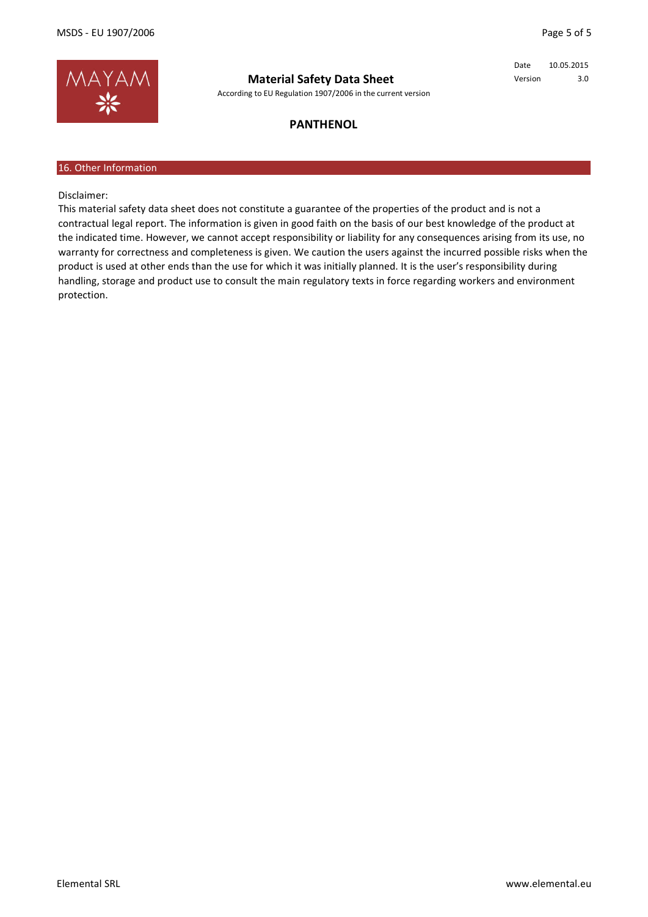## 16. Other Information

Disclaimer:

This material safety data sheet does not constitute a guarantee of the properties of the product and is not a contractual legal report. The information is given in good faith on the basis of our best knowledge of the product at the indicated time. However, we cannot accept responsibility or liability for any consequences arising from its use, no warranty for correctness and completeness is given. We caution the users against the incurred possible risks when the product is used at other ends than the use for which it was initially planned. It is the user's responsibility during handling, storage and product use to consult the main regulatory texts in force regarding workers and environment protection.